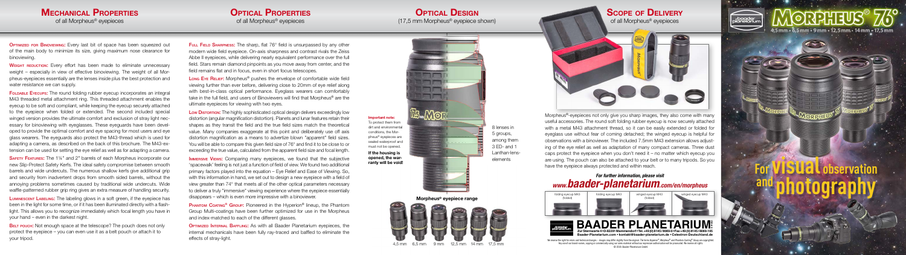# Mechanical Properties

of all Morpheus® eyepieces

**Optimized for Binoviewing:** Every last bit of space has been squeezed out of the main body to minimize its size, giving maximum nose clearance for binoviewing.

**Weight reduction:** Every effort has been made to eliminate unnecessary weight – especially in view of effective binoviewing. The weight of all Morpheus-eyepieces essentially are the lenses inside plus the best protection and water resistance we can supply.

**Foldable Eyecups:** The round folding rubber eyecup incorporates an integral M43 threaded metal attachment ring. This threaded attachment enables the eyecup to be soft and compliant, while keeping the eyecup securely attached to the eyepiece when folded or extended. The second included special winged version provides the ultimate comfort and exclusion of stray light necessary for binoviewing with eyeglasses. These eyeguards have been developed to provide the optimal comfort and eye spacing for most users and eye glass wearers. The eyeguards also protect the M43-thread which is used for adapting a camera, as described on the back of this brochure. The M43-extension can be used for setting the eye relief as well as for adapting a camera.

**Safety Features:** The 1¼" and 2" barrels of each Morpheus incorporate our new Slip-Protect Safety Kerfs. The ideal safety compromise between smooth barrels and wide undercuts. The numerous shallow kerfs give additional grip and security from inadvertent drops from smooth sided barrels, without the annoying problems sometimes caused by traditional wide undercuts. Wide waffle-patterned rubber grip ring gives an extra measure of handling security.

**Luminescent Labeling:** The labeling glows in a soft green, if the eyepiece has been in the light for some time, or if it has been illuminated directly with a flashlight. This allows you to recognize immediately which focal length you have in your hand – even in the darkest night.

**Belt pouch:** Not enough space at the telescope? The pouch does not only protect the eyepiece – you can even use it as a belt pouch or attach it to your tripod.

# Optical Properties

of all Morpheus® eyepieces

**Full Field Sharpness:** The sharp, flat 76° field is unsurpassed by any other modern wide field eyepiece. On-axis sharpness and contrast rivals the Zeiss Abbe II eyepieces, while delivering nearly equivalent performance over the full field. Stars remain diamond pinpoints as you move away from center, and the field remains flat and in focus, even in short focus telescopes.

**Long Eye Relief:** Morpheus® pushes the envelope of comfortable wide field viewing further than ever before, delivering close to 20mm of eye relief along with best-in-class optical performance. Eyeglass wearers can comfortably take in the full field, and users of Binoviewers will find that Morpheus® are the ultimate eyepieces for viewing with two eyes.

**Low Distortion:** The highly sophisticated optical design delivers exceedingly low distortion (angular magnification distortion). Planets and lunar features retain their shapes as they transit the field and the true field sizes match the theoretical value. Many companies exaggerate at this point and deliberately use off axis distortion magnification as a means to advertize blown "apparent" field sizes. You will be able to compare this given field size of 76° and find it to be close to or exceeding the true value, calculated from the apparent field size and focal length.

**Immersive Views:** Comparing many eyepieces, we found that the subjective 'spacewalk' feeling is not just a function of field of view. We found two additional primary factors played into the equation – Eye Relief and Ease of Viewing. So, with this information in hand, we set out to design a new eyepiece with a field of view greater than 74° that meets all of the other optical parameters necessary to deliver a truly "immersive" viewing experience where the eyepiece essentially disappears – which is even more impressive with a binoviewer.

**Phantom Coatings® Group:** Pioneered in the Hyperion® lineup, the Phantom Group Multi-coatings have been further optimized for use in the Morpheus and index-matched to each of the different glasses.

**Optimized Internal Baffling:** As with all Baader Planetarium eyepieces, the internal mechanicals have been fully ray-traced and baffled to eliminate the effects of stray-light.

# Optical Design

(17,5 mm Morpheus® eyepiece shown)

**Important note:**
To protect them from dirt and environmental conditions, the Morpheus® eyepieces are sealed waterproof and must not be opened.
**If the housing is opened, the warranty will be void!**

8 lenses in 5 groups, among them 3 ED- and 1 Lanthan-lens-elements

**Morpheus® eyepiece range**

4,5 mm 6,5 mm 9 mm 12,5 mm 14 mm 17,5 mm

# Scope of Delivery

of all Morpheus® eyepieces

Morpheus®-eyepieces not only give you sharp images, they also come with many useful accessories. The round soft folding rubber eyecup is now securely attached with a metal M43 attachment thread, so it can be easily extended or folded for eyeglass use without fear of coming detached; the winged eyecup is helpful for observations with a binoviewer. The included 7.5mm M43 extension allows adjusting of the eye relief as well as adaptation of many compact cameras. Three dust caps protect the eyepiece when you don't need it – no matter which eyecup you are using. The pouch can also be attached to your belt or to many tripods. So you have the eyepiece always protected and within reach.

*For further information, please visit*
***www.baader-planetarium.com/en/morpheus***

folding eyecup M43 (folded) | folding eyecup M43 | winged eyecup M43 (folded) | winged eyecup M43

**BAADER PLANETARIUM**
Zur Sternwarte 4 • D-82291 Mammendorf • Tel. +49 (0) 8145 / 8089-0 • Fax +49 (0) 8145 / 8089-105
Baader-Planetarium.com • kontakt@baader-planetarium.de • Celestron-Deutschland.de

We reserve the right for errors and technical changes – images may differ slightly from the original. The terms Hyperion®, Morpheus® and Phantom Coating® Group are copyrighted. Any use of our brand names, copying or commercially using our sales material without our expressed written authorization will be prosecuted. We reserve all rights. © 2018 Baader Planetarium GmbH

# MORPHEUS® 76°

4,5 mm • 6,5 mm • 9 mm • 12,5 mm • 14 mm • 17,5 mm

## For visual observation and photography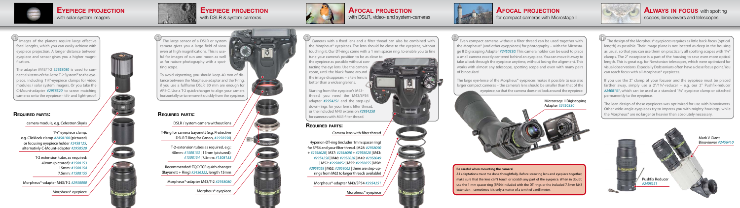# Eyepiece projection

with solar system imagers

Images of the planets require large effective focal lengths, which you can easily achieve with eyepiece projection. A longer distance between eyepiece and sensor gives you a higher magnification.

The adapter M43/T-2 *#2958080* is used to connect all items of the Astro T-2 System® to the eyepiece, including 1¼"-eyepiece clamps for video modules / solar system imagers. Or you take the C-Mount-adapter *#2958520* to screw matching cameras onto the eyepiece – tilt- and light-proof.

### Required parts:

camera module, e.g. Celestron Skyris

1¼" eyepiece clamp, e.g. Clicklock clamp *#2458100* (pictured) or focusing eyepiece holder *#2458125*, alternativly C-Mount-adapter *#2958520*

T-2 extension tube, as required:
40mm (pictured): *#1508153*
15mm: *#1508154*
7.5mm: *#1508155*

Morpheus®-adapter M43/T-2 *#2958080*

Morpheus® eyepiece

# Eyepiece projection

with DSLR & system cameras

The large sensor of a DSLR or system camera gives you a large field of view even at high magnifications. This is useful for images of sun and moon as well as for nature photography with a spotting scope.

To avoid vignetting, you should keep 40 mm of distance between the Morpheus-adapter and the T-ring, if you use a fullframe DSLR; 30 mm are enough for APS-C. Use a T-2 quick-changer to align your camera horizontally or to remove it quickly from the eyepiece.

### Required parts:

DSLR / system camera without lens

T-Ring for camera bayonett (e.g. Protective DSLR T-Ring for Canon, *#2958550*)

T-2-extension tubes as required, e.g.:
40mm: *#1508153* | 15mm (pictured): *#1508154* | 7.5mm: *#1508155*

Recommended: TQC/TCR quick changer (Bayonett + Ring) *#2456322*, length 15mm

Morpheus®-adapter M43/T-2 *#2958080*

Morpheus® eyepiece

# Afocal projection

with DSLR, video- and system-cameras

Cameras with a fixed lens and a filter thread can also be combined with the Morpheus® eyepieces. The lens should be close to the eyepiece, without touching it. Our DT-rings come with a 1 mm spacer ring, to enable you to fine tune your camera's position to be as close to the eyepiece as possible without contacting the eye lens. Use the camera zoom, until the black frame around the image disappears – a tele lens is better than a wideangle lens.

Starting from the eyepiece's M43-thread, you need the M43/SP54 adapter *#2954251* and the step-up/down-rings for your lens's filter thread, or the included M43 extension *#2954250* for cameras with M43 filter thread.

### Required parts:

Camera lens with filter thread

Hyperion-DT-ring (includes 1mm spacer ring) for SP54 and your filter thread. (M28: *#2958090* + *#2958028* | M37: *#2958090* + *#2958028* | M43: *#2954250* | M46: *#2958026* | M49: *#2958049* | M52: *#2958052* | M55: *#2958055* | M58: *#2958058* | M62: *#2958062* | there are step-up-rings from M62 to larger threads available)

Morpheus®-adapter M43/SP54 *#2954251*

Morpheus® eyepiece

# Afocal projection

for compact cameras with Microstage II

Even compact cameras without a filter thread can be used together with the Morpheus® (and other eyeppieces) for photography – with the Microstage II Digiscoping Adapter *#2450330*. This camera holder can be used to place a small camera exactly centered behind an eyepiece. You can move it away to take a look through the eyepiece anytime, without losing the alignment. This works with almost any telescope, spotting scope and even with many pairs of binoculars!

The large eye-lense of the Morpheus® eyepieces makes it possible to use also larger compact cameras – the camera's lens should be smaller than that of the eyepiece, so that the camera does not look around the eyepiece.

Microstage II Digiscoping Adapter *#2450330*

**Be careful when mounting the camera!**
All adaptations must me done thoughtfully. Before screwing lens and eyepiece together, make sure that the lens can't touch or scratch any part of the eyepiece. When in doubt, use the 1 mm spacer ring (SP54) included with the DT-rings or the included 7.5mm M43 extension – sometimes it is only a matter of a tenth of a millimeter.

# Always in focus

with spotting scopes, binoviewers and telescopes

The design of the Morpheus® eyepieces requires as little back-focus (optical length) as possible. Their image plane is not located as deep in the housing as usual, so that you can use them on practically all spotting scopes with 1¼" clamps. The 2" nosepiece is a part of the housing to save even more optical length. This is great e.g. for Newtonian telescopes, which were optimized for visual observations. Especially Dobsonians often have a close focus point. You can reach focus with all Morpheus® eyepieces.

If you use the 2" clamp of your focuser and the eyepiece must be placed farther away, simply use a 2"/1¼"-reducer – e.g. our 2" Pushfix-reducer *#2408151*, which can be used as a standard 1¼" eyepiece clamp or attached permanently to the eyepiece.

The lean design of these eyepieces was optimized for use with binoviewers. Other wide-angle eyepieces try to impress you with mighty housings, while the Morpheus® are no larger or heavier than absolutely necessary.

Mark V Giant Binoviewer *#2456410*

Pushfix Reducer *#2408151*